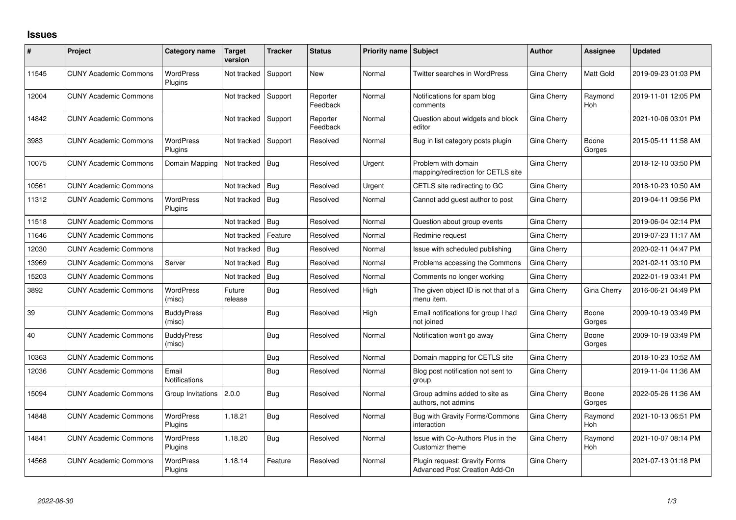# Issues

| # | Project | Category name | Target version | Tracker | Status | Priority name | Subject | Author | Assignee | Updated |
|---|---|---|---|---|---|---|---|---|---|---|
| 11545 | CUNY Academic Commons | WordPress Plugins | Not tracked | Support | New | Normal | Twitter searches in WordPress | Gina Cherry | Matt Gold | 2019-09-23 01:03 PM |
| 12004 | CUNY Academic Commons | | Not tracked | Support | Reporter Feedback | Normal | Notifications for spam blog comments | Gina Cherry | Raymond Hoh | 2019-11-01 12:05 PM |
| 14842 | CUNY Academic Commons | | Not tracked | Support | Reporter Feedback | Normal | Question about widgets and block editor | Gina Cherry | | 2021-10-06 03:01 PM |
| 3983 | CUNY Academic Commons | WordPress Plugins | Not tracked | Support | Resolved | Normal | Bug in list category posts plugin | Gina Cherry | Boone Gorges | 2015-05-11 11:58 AM |
| 10075 | CUNY Academic Commons | Domain Mapping | Not tracked | Bug | Resolved | Urgent | Problem with domain mapping/redirection for CETLS site | Gina Cherry | | 2018-12-10 03:50 PM |
| 10561 | CUNY Academic Commons | | Not tracked | Bug | Resolved | Urgent | CETLS site redirecting to GC | Gina Cherry | | 2018-10-23 10:50 AM |
| 11312 | CUNY Academic Commons | WordPress Plugins | Not tracked | Bug | Resolved | Normal | Cannot add guest author to post | Gina Cherry | | 2019-04-11 09:56 PM |
| 11518 | CUNY Academic Commons | | Not tracked | Bug | Resolved | Normal | Question about group events | Gina Cherry | | 2019-06-04 02:14 PM |
| 11646 | CUNY Academic Commons | | Not tracked | Feature | Resolved | Normal | Redmine request | Gina Cherry | | 2019-07-23 11:17 AM |
| 12030 | CUNY Academic Commons | | Not tracked | Bug | Resolved | Normal | Issue with scheduled publishing | Gina Cherry | | 2020-02-11 04:47 PM |
| 13969 | CUNY Academic Commons | Server | Not tracked | Bug | Resolved | Normal | Problems accessing the Commons | Gina Cherry | | 2021-02-11 03:10 PM |
| 15203 | CUNY Academic Commons | | Not tracked | Bug | Resolved | Normal | Comments no longer working | Gina Cherry | | 2022-01-19 03:41 PM |
| 3892 | CUNY Academic Commons | WordPress (misc) | Future release | Bug | Resolved | High | The given object ID is not that of a menu item. | Gina Cherry | Gina Cherry | 2016-06-21 04:49 PM |
| 39 | CUNY Academic Commons | BuddyPress (misc) | | Bug | Resolved | High | Email notifications for group I had not joined | Gina Cherry | Boone Gorges | 2009-10-19 03:49 PM |
| 40 | CUNY Academic Commons | BuddyPress (misc) | | Bug | Resolved | Normal | Notification won't go away | Gina Cherry | Boone Gorges | 2009-10-19 03:49 PM |
| 10363 | CUNY Academic Commons | | | Bug | Resolved | Normal | Domain mapping for CETLS site | Gina Cherry | | 2018-10-23 10:52 AM |
| 12036 | CUNY Academic Commons | Email Notifications | | Bug | Resolved | Normal | Blog post notification not sent to group | Gina Cherry | | 2019-11-04 11:36 AM |
| 15094 | CUNY Academic Commons | Group Invitations | 2.0.0 | Bug | Resolved | Normal | Group admins added to site as authors, not admins | Gina Cherry | Boone Gorges | 2022-05-26 11:36 AM |
| 14848 | CUNY Academic Commons | WordPress Plugins | 1.18.21 | Bug | Resolved | Normal | Bug with Gravity Forms/Commons interaction | Gina Cherry | Raymond Hoh | 2021-10-13 06:51 PM |
| 14841 | CUNY Academic Commons | WordPress Plugins | 1.18.20 | Bug | Resolved | Normal | Issue with Co-Authors Plus in the Customizr theme | Gina Cherry | Raymond Hoh | 2021-10-07 08:14 PM |
| 14568 | CUNY Academic Commons | WordPress Plugins | 1.18.14 | Feature | Resolved | Normal | Plugin request: Gravity Forms Advanced Post Creation Add-On | Gina Cherry | | 2021-07-13 01:18 PM |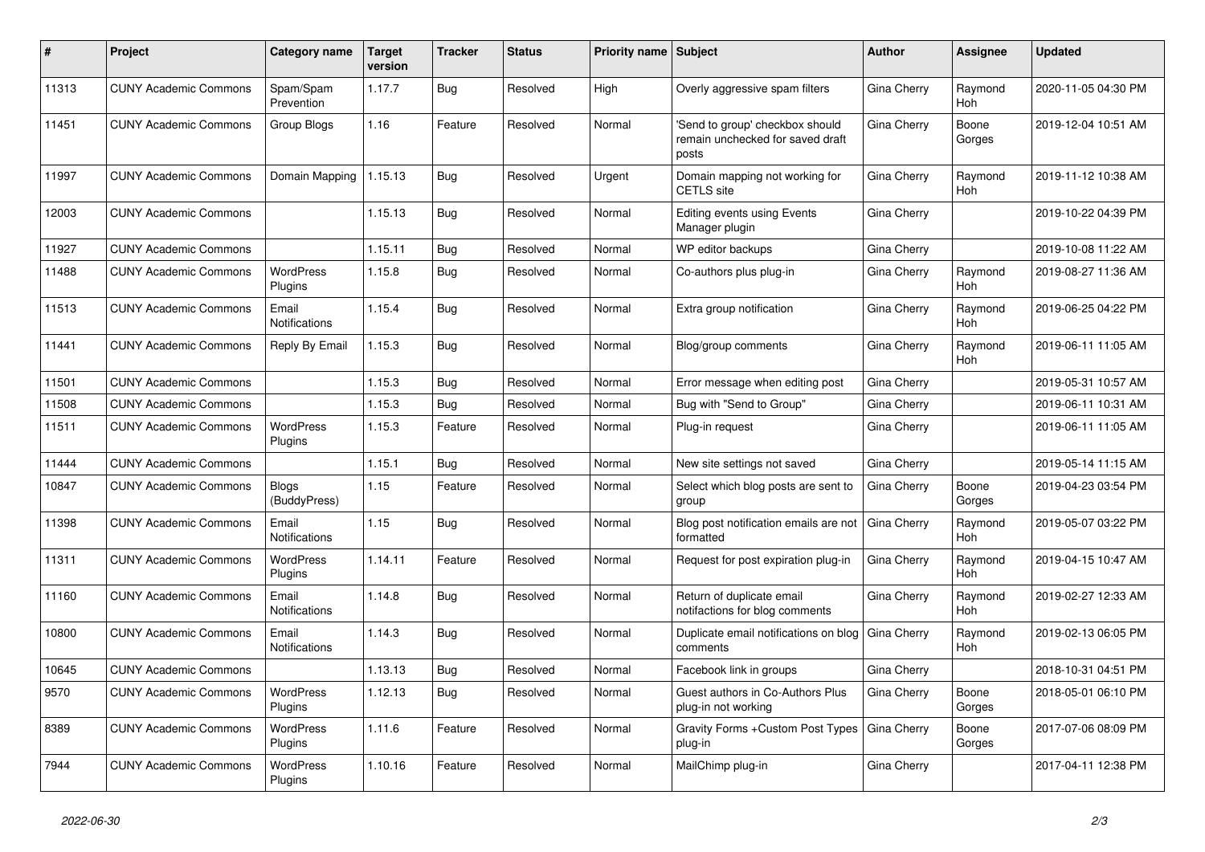| # | Project | Category name | Target version | Tracker | Status | Priority name | Subject | Author | Assignee | Updated |
|---|---|---|---|---|---|---|---|---|---|---|
| 11313 | CUNY Academic Commons | Spam/Spam Prevention | 1.17.7 | Bug | Resolved | High | Overly aggressive spam filters | Gina Cherry | Raymond Hoh | 2020-11-05 04:30 PM |
| 11451 | CUNY Academic Commons | Group Blogs | 1.16 | Feature | Resolved | Normal | 'Send to group' checkbox should remain unchecked for saved draft posts | Gina Cherry | Boone Gorges | 2019-12-04 10:51 AM |
| 11997 | CUNY Academic Commons | Domain Mapping | 1.15.13 | Bug | Resolved | Urgent | Domain mapping not working for CETLS site | Gina Cherry | Raymond Hoh | 2019-11-12 10:38 AM |
| 12003 | CUNY Academic Commons | | 1.15.13 | Bug | Resolved | Normal | Editing events using Events Manager plugin | Gina Cherry | | 2019-10-22 04:39 PM |
| 11927 | CUNY Academic Commons | | 1.15.11 | Bug | Resolved | Normal | WP editor backups | Gina Cherry | | 2019-10-08 11:22 AM |
| 11488 | CUNY Academic Commons | WordPress Plugins | 1.15.8 | Bug | Resolved | Normal | Co-authors plus plug-in | Gina Cherry | Raymond Hoh | 2019-08-27 11:36 AM |
| 11513 | CUNY Academic Commons | Email Notifications | 1.15.4 | Bug | Resolved | Normal | Extra group notification | Gina Cherry | Raymond Hoh | 2019-06-25 04:22 PM |
| 11441 | CUNY Academic Commons | Reply By Email | 1.15.3 | Bug | Resolved | Normal | Blog/group comments | Gina Cherry | Raymond Hoh | 2019-06-11 11:05 AM |
| 11501 | CUNY Academic Commons | | 1.15.3 | Bug | Resolved | Normal | Error message when editing post | Gina Cherry | | 2019-05-31 10:57 AM |
| 11508 | CUNY Academic Commons | | 1.15.3 | Bug | Resolved | Normal | Bug with "Send to Group" | Gina Cherry | | 2019-06-11 10:31 AM |
| 11511 | CUNY Academic Commons | WordPress Plugins | 1.15.3 | Feature | Resolved | Normal | Plug-in request | Gina Cherry | | 2019-06-11 11:05 AM |
| 11444 | CUNY Academic Commons | | 1.15.1 | Bug | Resolved | Normal | New site settings not saved | Gina Cherry | | 2019-05-14 11:15 AM |
| 10847 | CUNY Academic Commons | Blogs (BuddyPress) | 1.15 | Feature | Resolved | Normal | Select which blog posts are sent to group | Gina Cherry | Boone Gorges | 2019-04-23 03:54 PM |
| 11398 | CUNY Academic Commons | Email Notifications | 1.15 | Bug | Resolved | Normal | Blog post notification emails are not formatted | Gina Cherry | Raymond Hoh | 2019-05-07 03:22 PM |
| 11311 | CUNY Academic Commons | WordPress Plugins | 1.14.11 | Feature | Resolved | Normal | Request for post expiration plug-in | Gina Cherry | Raymond Hoh | 2019-04-15 10:47 AM |
| 11160 | CUNY Academic Commons | Email Notifications | 1.14.8 | Bug | Resolved | Normal | Return of duplicate email notifactions for blog comments | Gina Cherry | Raymond Hoh | 2019-02-27 12:33 AM |
| 10800 | CUNY Academic Commons | Email Notifications | 1.14.3 | Bug | Resolved | Normal | Duplicate email notifications on blog comments | Gina Cherry | Raymond Hoh | 2019-02-13 06:05 PM |
| 10645 | CUNY Academic Commons | | 1.13.13 | Bug | Resolved | Normal | Facebook link in groups | Gina Cherry | | 2018-10-31 04:51 PM |
| 9570 | CUNY Academic Commons | WordPress Plugins | 1.12.13 | Bug | Resolved | Normal | Guest authors in Co-Authors Plus plug-in not working | Gina Cherry | Boone Gorges | 2018-05-01 06:10 PM |
| 8389 | CUNY Academic Commons | WordPress Plugins | 1.11.6 | Feature | Resolved | Normal | Gravity Forms +Custom Post Types plug-in | Gina Cherry | Boone Gorges | 2017-07-06 08:09 PM |
| 7944 | CUNY Academic Commons | WordPress Plugins | 1.10.16 | Feature | Resolved | Normal | MailChimp plug-in | Gina Cherry | | 2017-04-11 12:38 PM |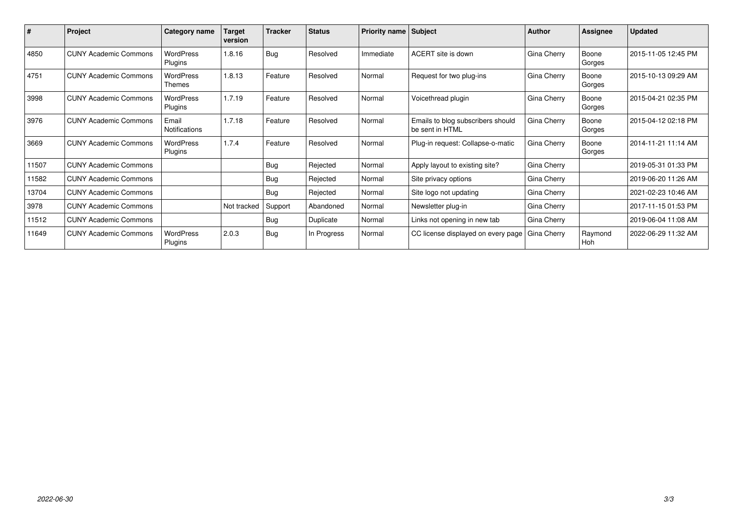| # | Project | Category name | Target version | Tracker | Status | Priority name | Subject | Author | Assignee | Updated |
|---|---|---|---|---|---|---|---|---|---|---|
| 4850 | CUNY Academic Commons | WordPress Plugins | 1.8.16 | Bug | Resolved | Immediate | ACERT site is down | Gina Cherry | Boone Gorges | 2015-11-05 12:45 PM |
| 4751 | CUNY Academic Commons | WordPress Themes | 1.8.13 | Feature | Resolved | Normal | Request for two plug-ins | Gina Cherry | Boone Gorges | 2015-10-13 09:29 AM |
| 3998 | CUNY Academic Commons | WordPress Plugins | 1.7.19 | Feature | Resolved | Normal | Voicethread plugin | Gina Cherry | Boone Gorges | 2015-04-21 02:35 PM |
| 3976 | CUNY Academic Commons | Email Notifications | 1.7.18 | Feature | Resolved | Normal | Emails to blog subscribers should be sent in HTML | Gina Cherry | Boone Gorges | 2015-04-12 02:18 PM |
| 3669 | CUNY Academic Commons | WordPress Plugins | 1.7.4 | Feature | Resolved | Normal | Plug-in request: Collapse-o-matic | Gina Cherry | Boone Gorges | 2014-11-21 11:14 AM |
| 11507 | CUNY Academic Commons | | | Bug | Rejected | Normal | Apply layout to existing site? | Gina Cherry | | 2019-05-31 01:33 PM |
| 11582 | CUNY Academic Commons | | | Bug | Rejected | Normal | Site privacy options | Gina Cherry | | 2019-06-20 11:26 AM |
| 13704 | CUNY Academic Commons | | | Bug | Rejected | Normal | Site logo not updating | Gina Cherry | | 2021-02-23 10:46 AM |
| 3978 | CUNY Academic Commons | | Not tracked | Support | Abandoned | Normal | Newsletter plug-in | Gina Cherry | | 2017-11-15 01:53 PM |
| 11512 | CUNY Academic Commons | | | Bug | Duplicate | Normal | Links not opening in new tab | Gina Cherry | | 2019-06-04 11:08 AM |
| 11649 | CUNY Academic Commons | WordPress Plugins | 2.0.3 | Bug | In Progress | Normal | CC license displayed on every page | Gina Cherry | Raymond Hoh | 2022-06-29 11:32 AM |